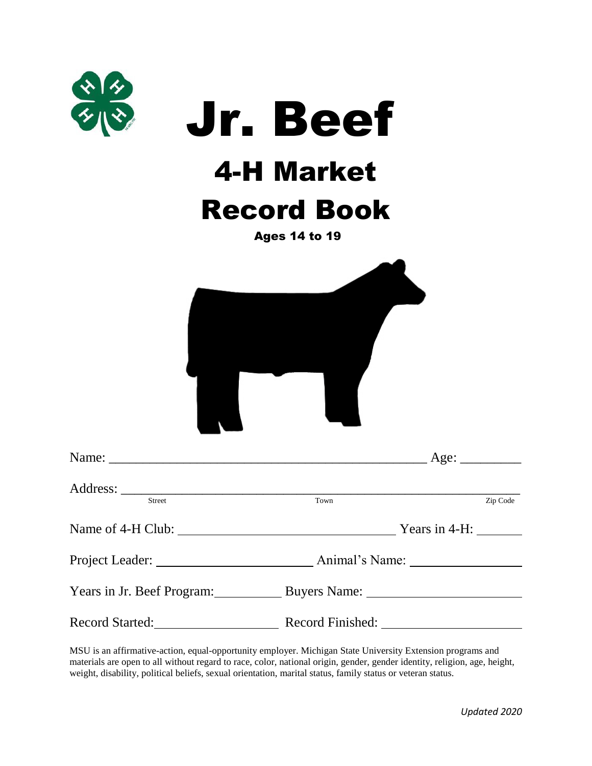# Jr. Beef

## 4-H Market

## Record Book

**Ages 14 to 19**

Name: ______________________________________________ Age: _________

Address: ____________________________________________________________
Street Town Zip Code

Name of 4-H Club: ________________________________ Years in 4-H: _______

Project Leader: ________________________ Animal's Name: ________________

Years in Jr. Beef Program: __________ Buyers Name: ______________________

Record Started: ___________________ Record Finished: ______________________

MSU is an affirmative-action, equal-opportunity employer. Michigan State University Extension programs and materials are open to all without regard to race, color, national origin, gender, gender identity, religion, age, height, weight, disability, political beliefs, sexual orientation, marital status, family status or veteran status.

*Updated 2020*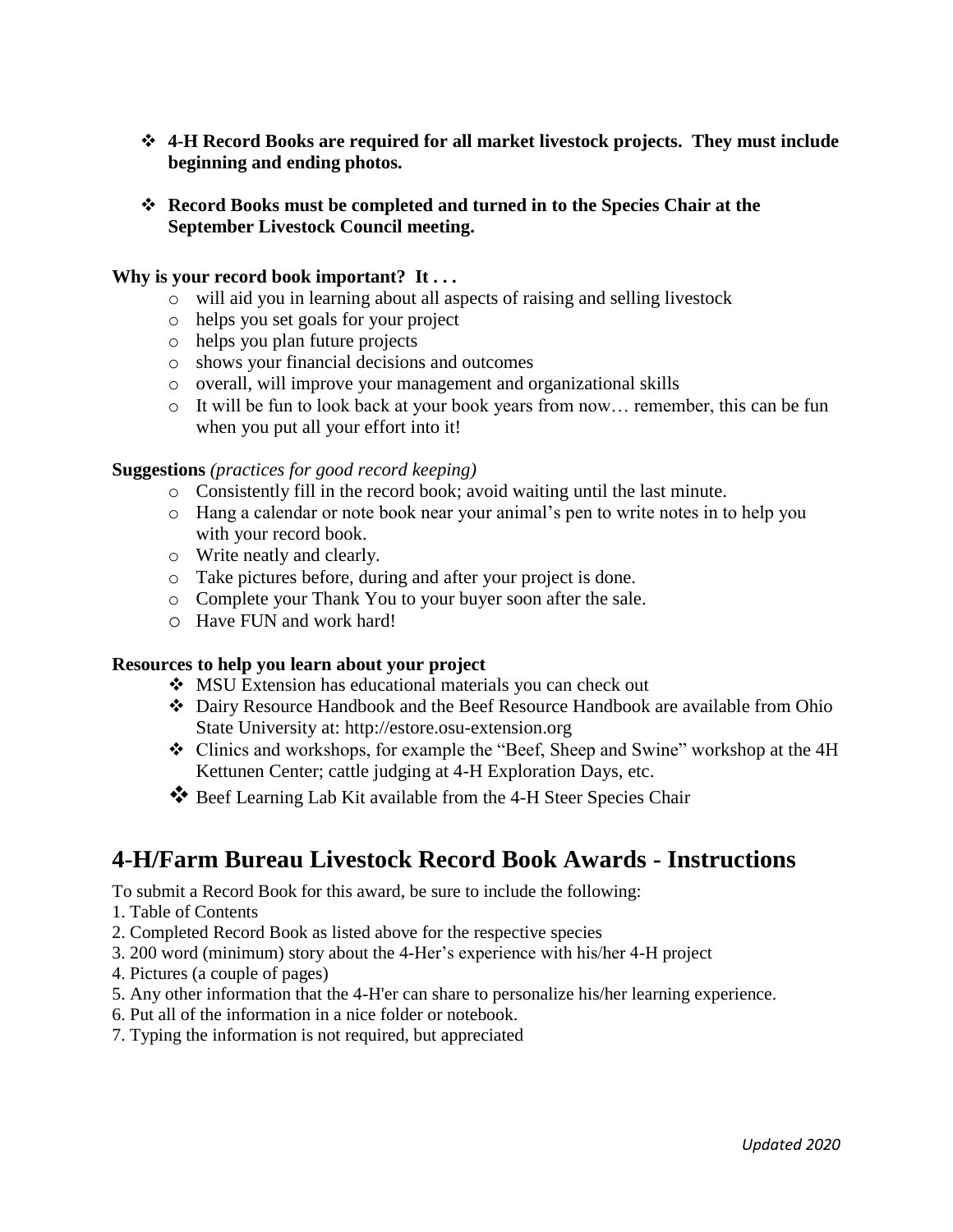- **4-H Record Books are required for all market livestock projects. They must include beginning and ending photos.**

- **Record Books must be completed and turned in to the Species Chair at the September Livestock Council meeting.**

**Why is your record book important? It . . .**

- will aid you in learning about all aspects of raising and selling livestock
- helps you set goals for your project
- helps you plan future projects
- shows your financial decisions and outcomes
- overall, will improve your management and organizational skills
- It will be fun to look back at your book years from now… remember, this can be fun when you put all your effort into it!

**Suggestions** *(practices for good record keeping)*

- Consistently fill in the record book; avoid waiting until the last minute.
- Hang a calendar or note book near your animal's pen to write notes in to help you with your record book.
- Write neatly and clearly.
- Take pictures before, during and after your project is done.
- Complete your Thank You to your buyer soon after the sale.
- Have FUN and work hard!

**Resources to help you learn about your project**

- MSU Extension has educational materials you can check out
- Dairy Resource Handbook and the Beef Resource Handbook are available from Ohio State University at: http://estore.osu-extension.org
- Clinics and workshops, for example the "Beef, Sheep and Swine" workshop at the 4H Kettunen Center; cattle judging at 4-H Exploration Days, etc.
- Beef Learning Lab Kit available from the 4-H Steer Species Chair

## 4-H/Farm Bureau Livestock Record Book Awards - Instructions

To submit a Record Book for this award, be sure to include the following:

1. Table of Contents
2. Completed Record Book as listed above for the respective species
3. 200 word (minimum) story about the 4-Her's experience with his/her 4-H project
4. Pictures (a couple of pages)
5. Any other information that the 4-H'er can share to personalize his/her learning experience.
6. Put all of the information in a nice folder or notebook.
7. Typing the information is not required, but appreciated

*Updated 2020*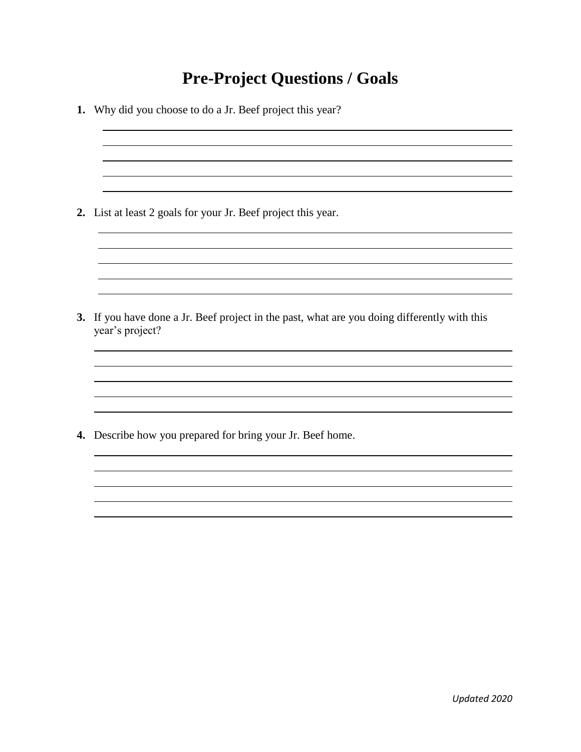# Pre-Project Questions / Goals

1. Why did you choose to do a Jr. Beef project this year?

2. List at least 2 goals for your Jr. Beef project this year.

3. If you have done a Jr. Beef project in the past, what are you doing differently with this year's project?

4. Describe how you prepared for bring your Jr. Beef home.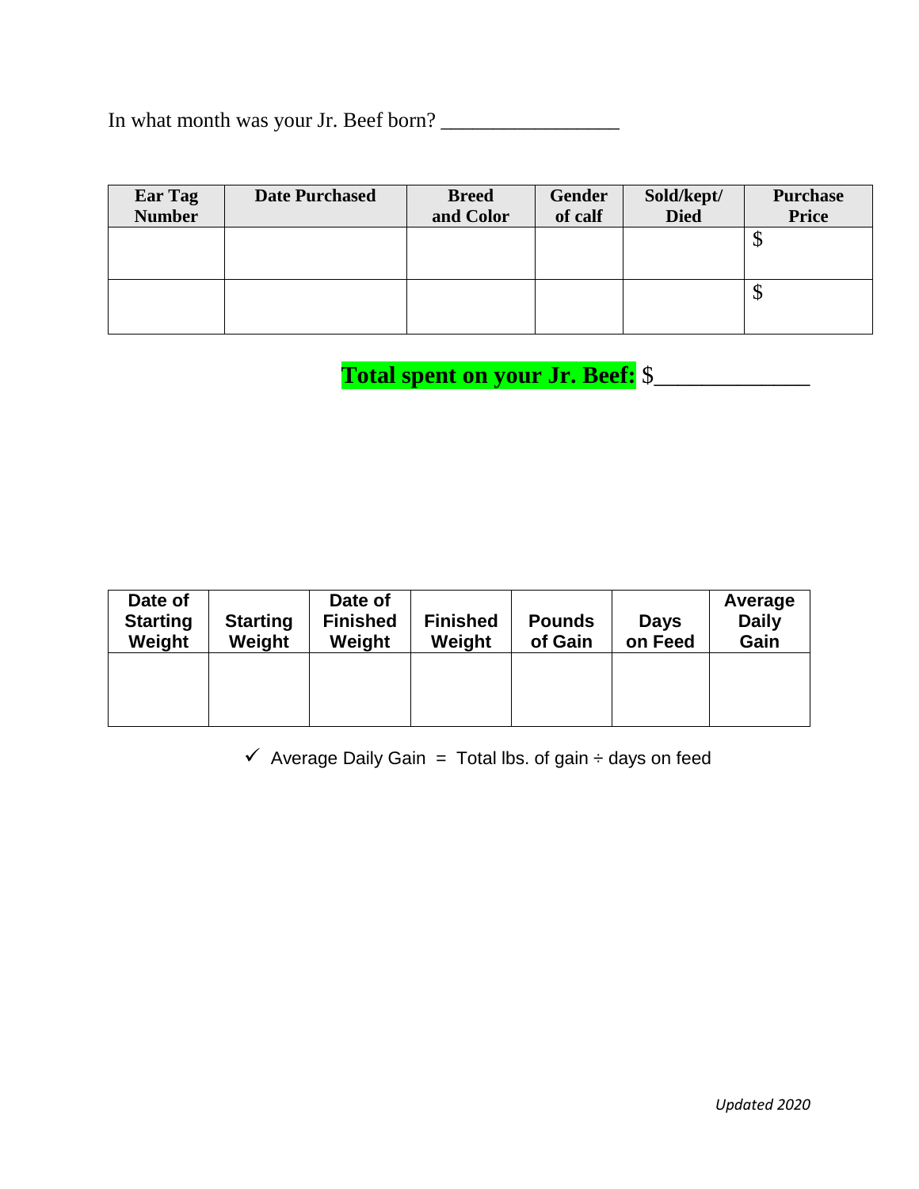In what month was your Jr. Beef born? _________________

| Ear Tag Number | Date Purchased | Breed and Color | Gender of calf | Sold/kept/ Died | Purchase Price |
| --- | --- | --- | --- | --- | --- |
| | | | | | $ |
| | | | | | $ |

**Total spent on your Jr. Beef:** $_____________

| Date of Starting Weight | Starting Weight | Date of Finished Weight | Finished Weight | Pounds of Gain | Days on Feed | Average Daily Gain |
| --- | --- | --- | --- | --- | --- | --- |
| | | | | | | |

✓ Average Daily Gain = Total lbs. of gain ÷ days on feed

*Updated 2020*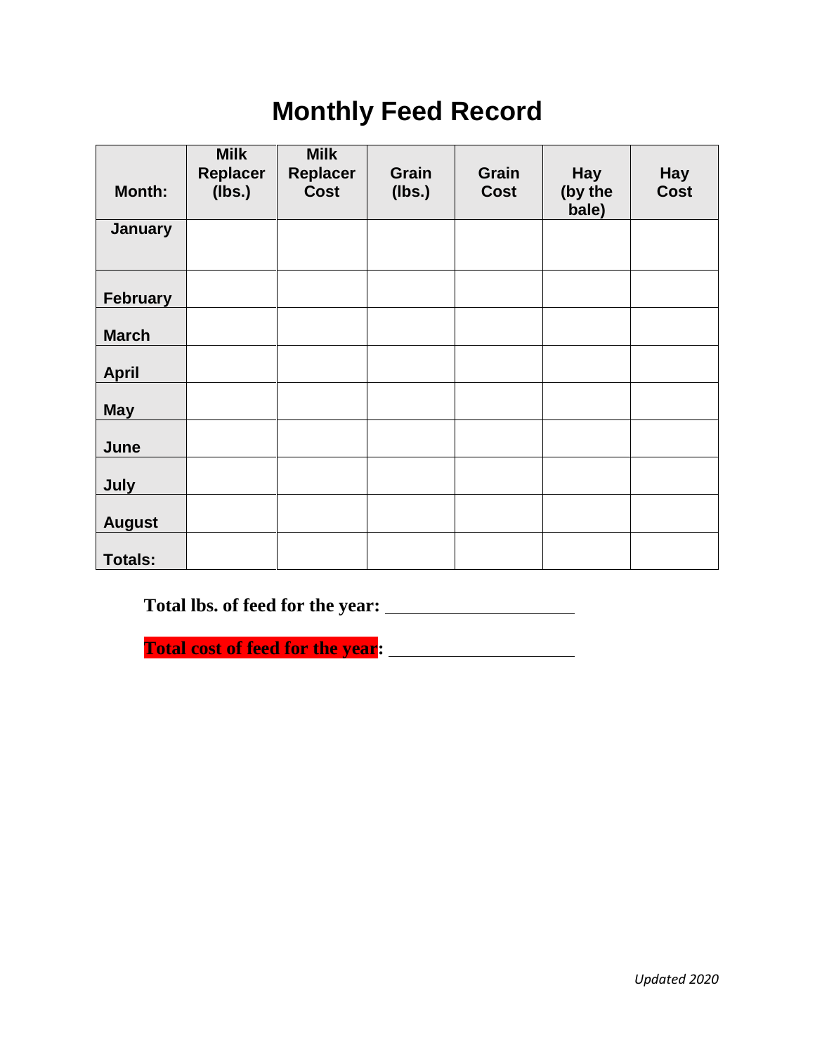# Monthly Feed Record

| Month: | Milk Replacer (lbs.) | Milk Replacer Cost | Grain (lbs.) | Grain Cost | Hay (by the bale) | Hay Cost |
|---|---|---|---|---|---|---|
| January | | | | | | |
| February | | | | | | |
| March | | | | | | |
| April | | | | | | |
| May | | | | | | |
| June | | | | | | |
| July | | | | | | |
| August | | | | | | |
| Totals: | | | | | | |

**Total lbs. of feed for the year:** ____________________

**Total cost of feed for the year:** ____________________

*Updated 2020*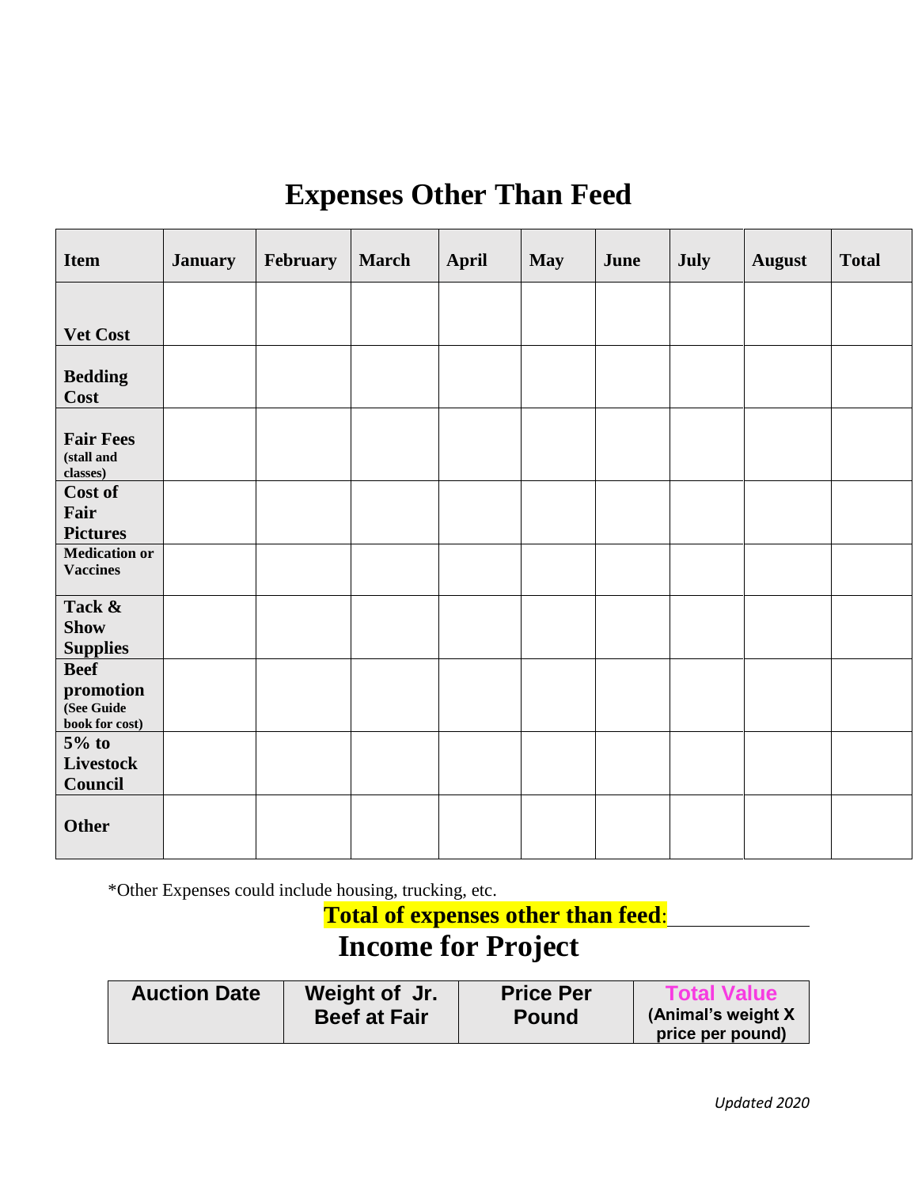# Expenses Other Than Feed

| Item | January | February | March | April | May | June | July | August | Total |
|---|---|---|---|---|---|---|---|---|---|
| **Vet Cost** | | | | | | | | | |
| **Bedding Cost** | | | | | | | | | |
| **Fair Fees** (stall and classes) | | | | | | | | | |
| **Cost of Fair Pictures** | | | | | | | | | |
| **Medication or Vaccines** | | | | | | | | | |
| **Tack & Show Supplies** | | | | | | | | | |
| **Beef promotion** (See Guide book for cost) | | | | | | | | | |
| **5% to Livestock Council** | | | | | | | | | |
| **Other** | | | | | | | | | |

*Other Expenses could include housing, trucking, etc.

**Total of expenses other than feed**: ______________

# Income for Project

| Auction Date | Weight of Jr. Beef at Fair | Price Per Pound | Total Value (Animal's weight X price per pound) |
|---|---|---|---|

*Updated 2020*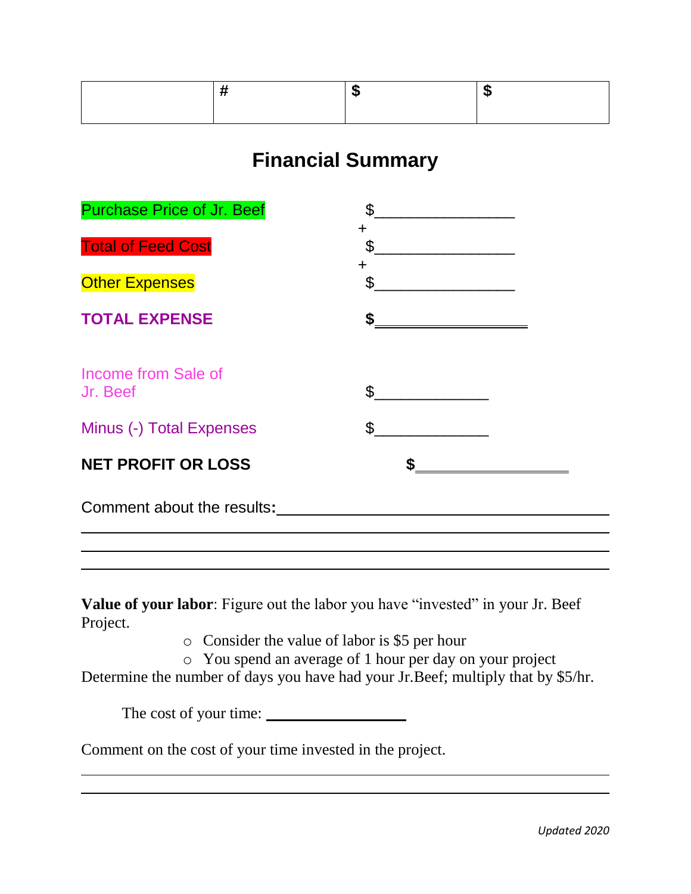| | # | $ | $ |
|---|---|---|---|
| | | | |

## Financial Summary

Purchase Price of Jr. Beef $________________

\+

Total of Feed Cost $________________

\+

Other Expenses $________________

**TOTAL EXPENSE** **$__________________**

Income from Sale of Jr. Beef $_____________

Minus (-) Total Expenses $_____________

**NET PROFIT OR LOSS** **$__________________**

Comment about the results**:** ________________________________________

______________________________________________________________

______________________________________________________________

______________________________________________________________

**Value of your labor**: Figure out the labor you have "invested" in your Jr. Beef Project.

- Consider the value of labor is $5 per hour
- You spend an average of 1 hour per day on your project

Determine the number of days you have had your Jr.Beef; multiply that by $5/hr.

The cost of your time: _________________

Comment on the cost of your time invested in the project.

______________________________________________________________

______________________________________________________________

*Updated 2020*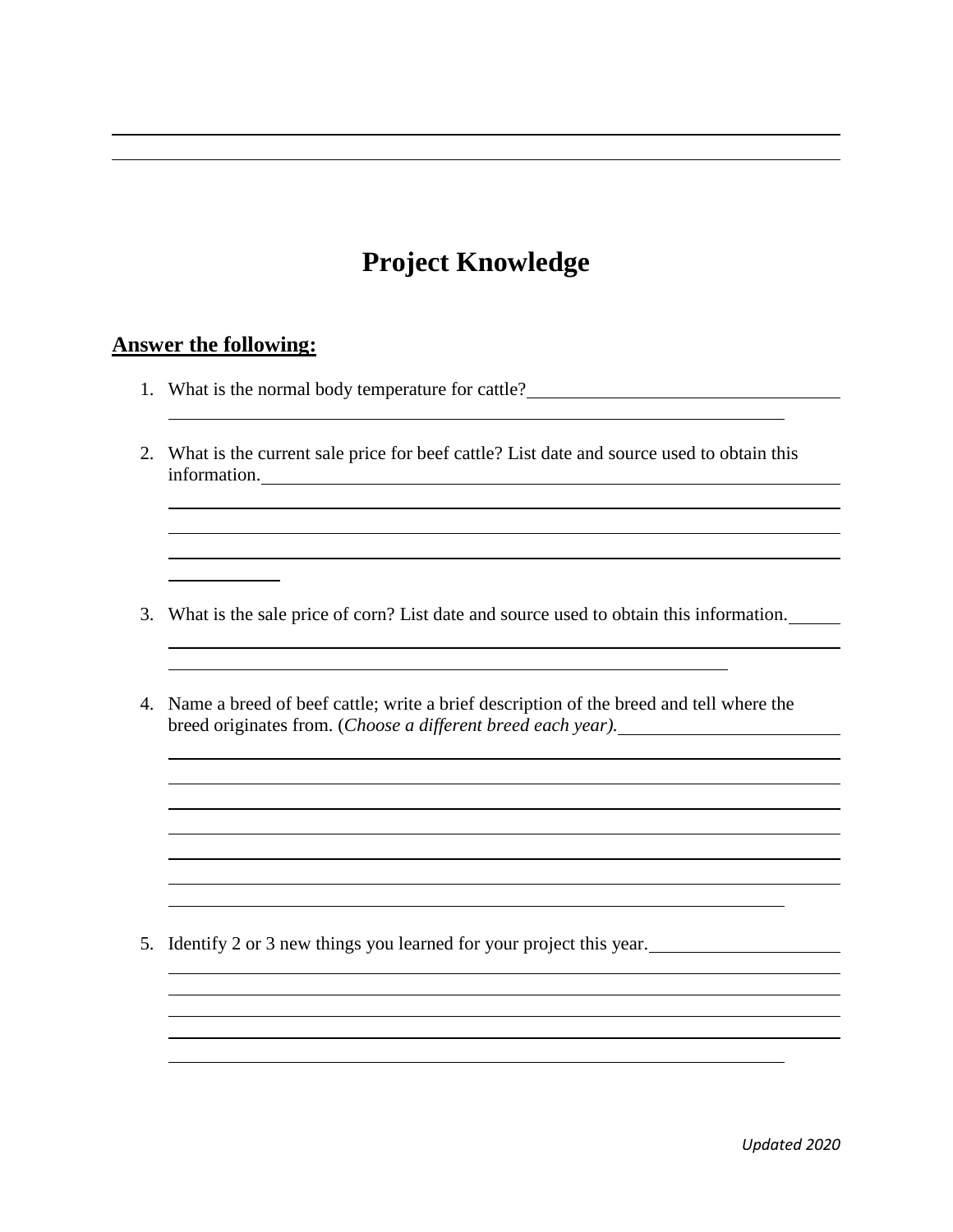# Project Knowledge

## Answer the following:

1. What is the normal body temperature for cattle?

2. What is the current sale price for beef cattle? List date and source used to obtain this information.

3. What is the sale price of corn? List date and source used to obtain this information.

4. Name a breed of beef cattle; write a brief description of the breed and tell where the breed originates from. (*Choose a different breed each year).*

5. Identify 2 or 3 new things you learned for your project this year.

*Updated 2020*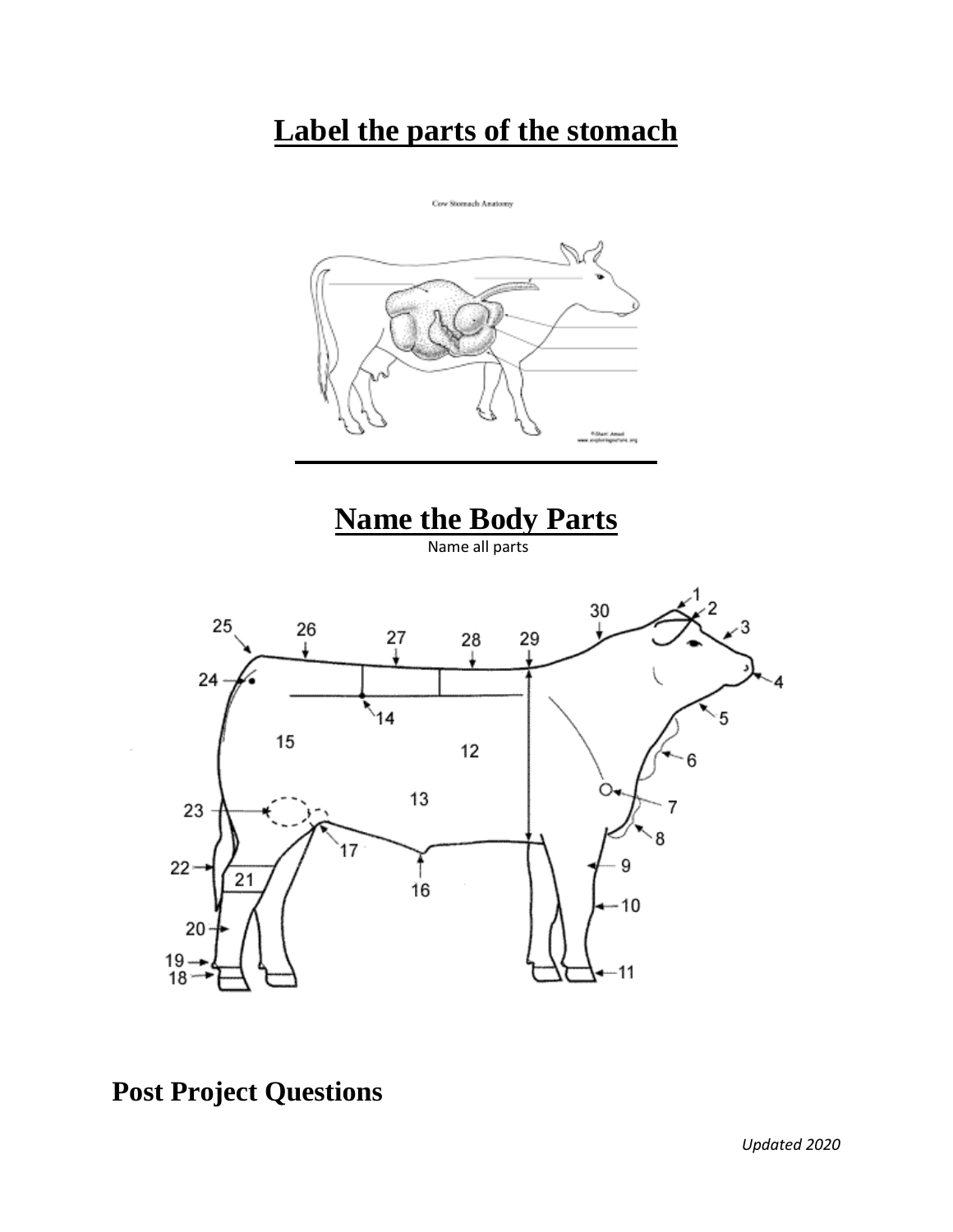# Label the parts of the stomach

# Name the Body Parts

Name all parts

# Post Project Questions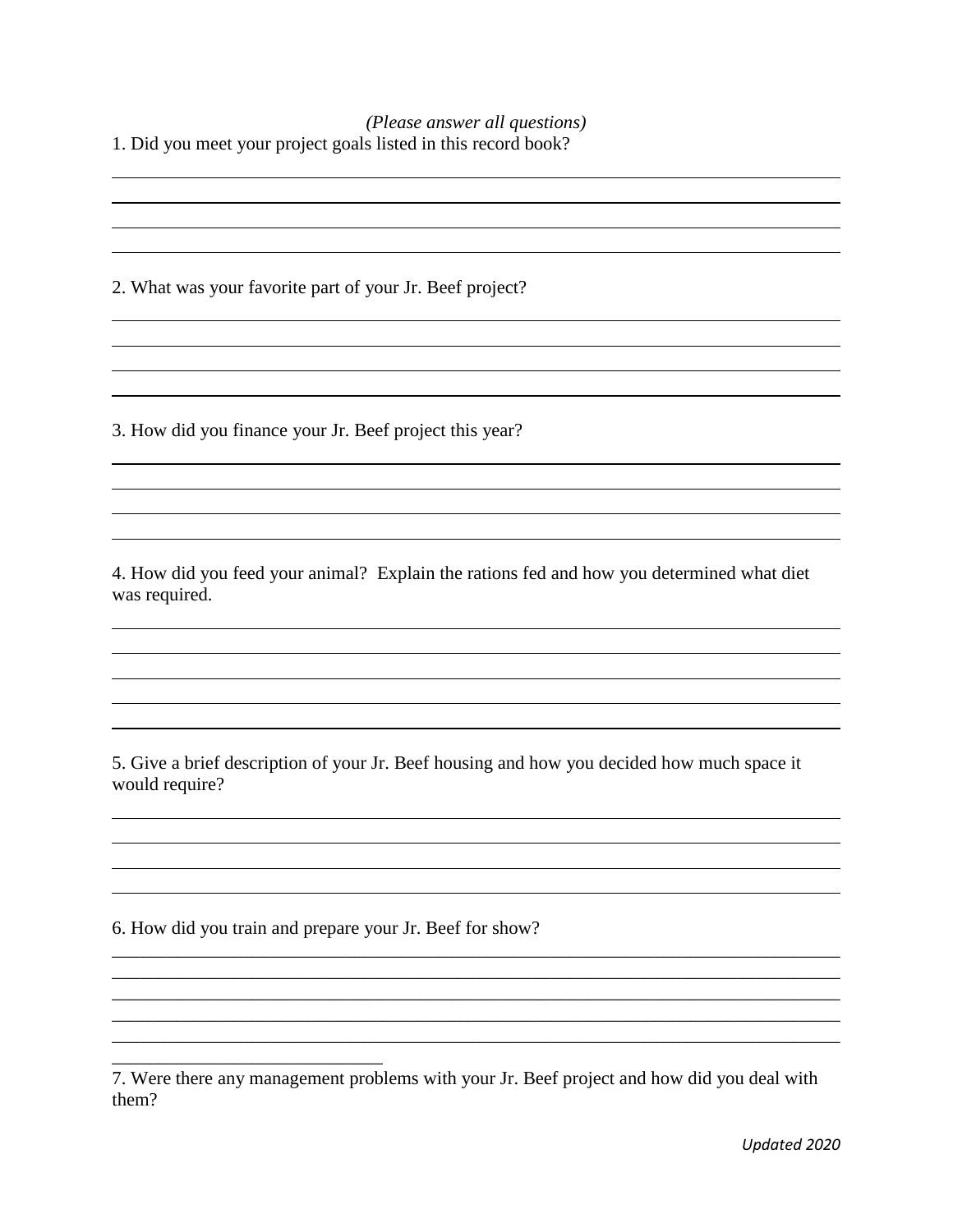*(Please answer all questions)*

1. Did you meet your project goals listed in this record book?

2. What was your favorite part of your Jr. Beef project?

3. How did you finance your Jr. Beef project this year?

4. How did you feed your animal? Explain the rations fed and how you determined what diet was required.

5. Give a brief description of your Jr. Beef housing and how you decided how much space it would require?

6. How did you train and prepare your Jr. Beef for show?

7. Were there any management problems with your Jr. Beef project and how did you deal with them?

*Updated 2020*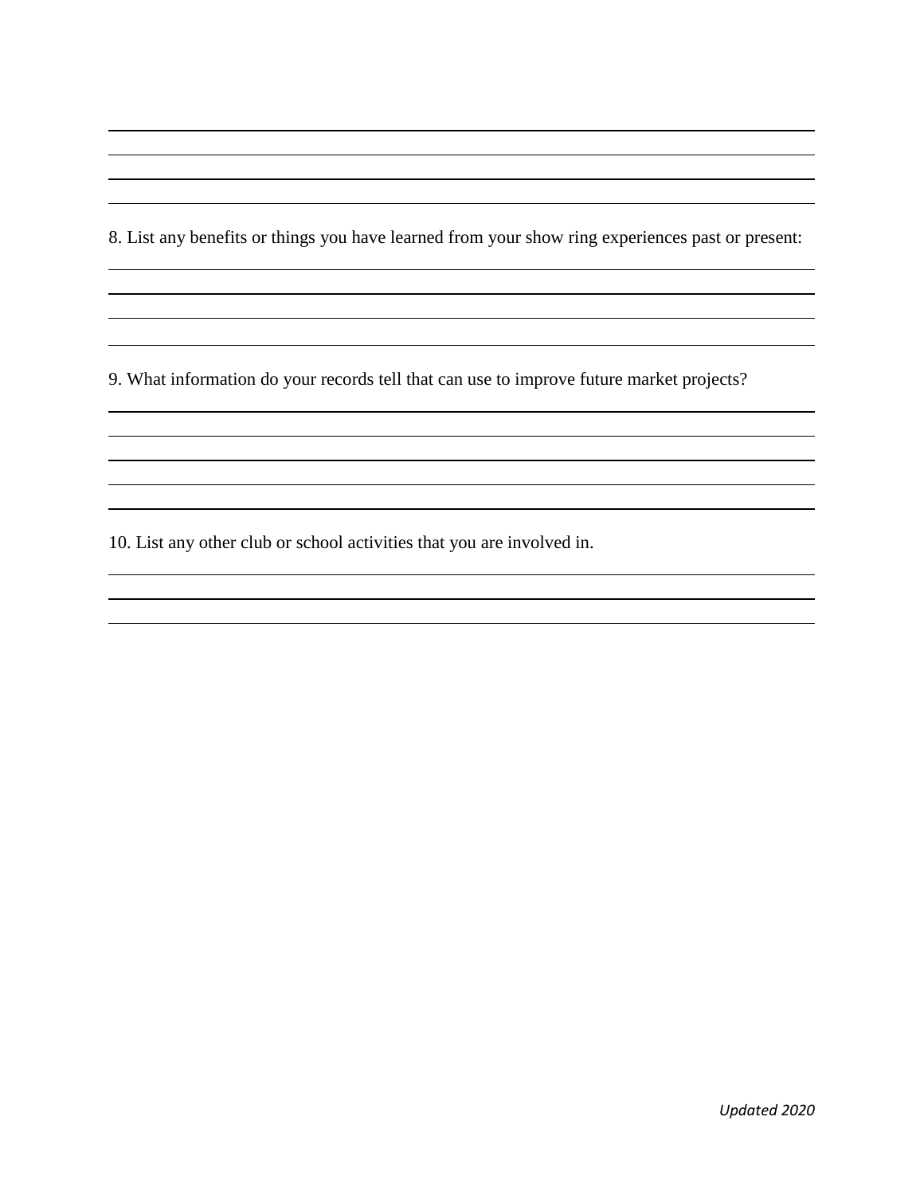8. List any benefits or things you have learned from your show ring experiences past or present:

9. What information do your records tell that can use to improve future market projects?

10. List any other club or school activities that you are involved in.

*Updated 2020*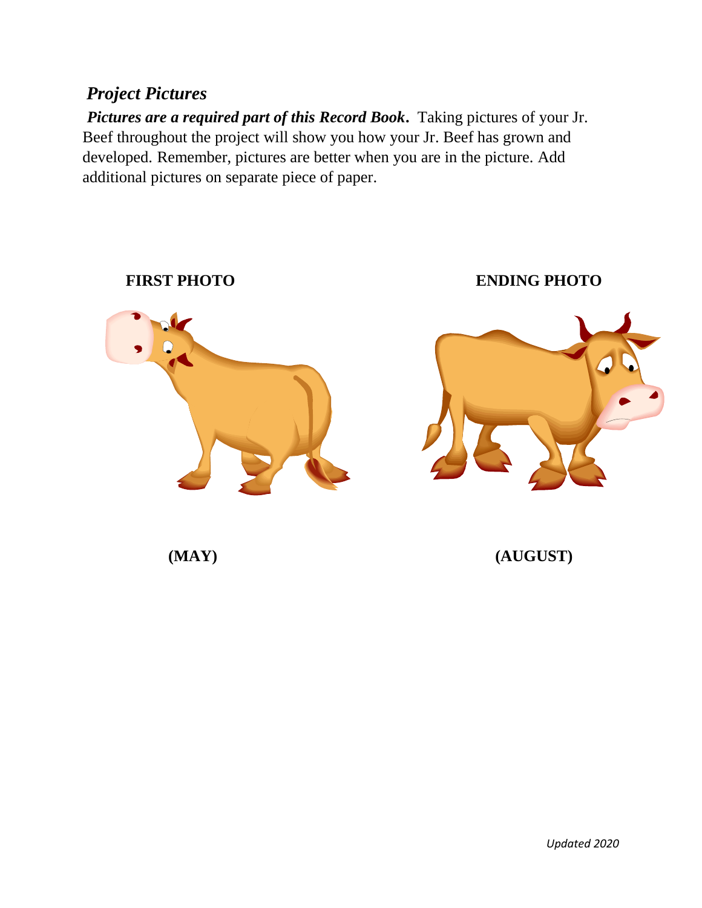## *Project Pictures*

***Pictures are a required part of this Record Book*.** Taking pictures of your Jr. Beef throughout the project will show you how your Jr. Beef has grown and developed. Remember, pictures are better when you are in the picture. Add additional pictures on separate piece of paper.

**FIRST PHOTO**

**(MAY)**

**ENDING PHOTO**

**(AUGUST)**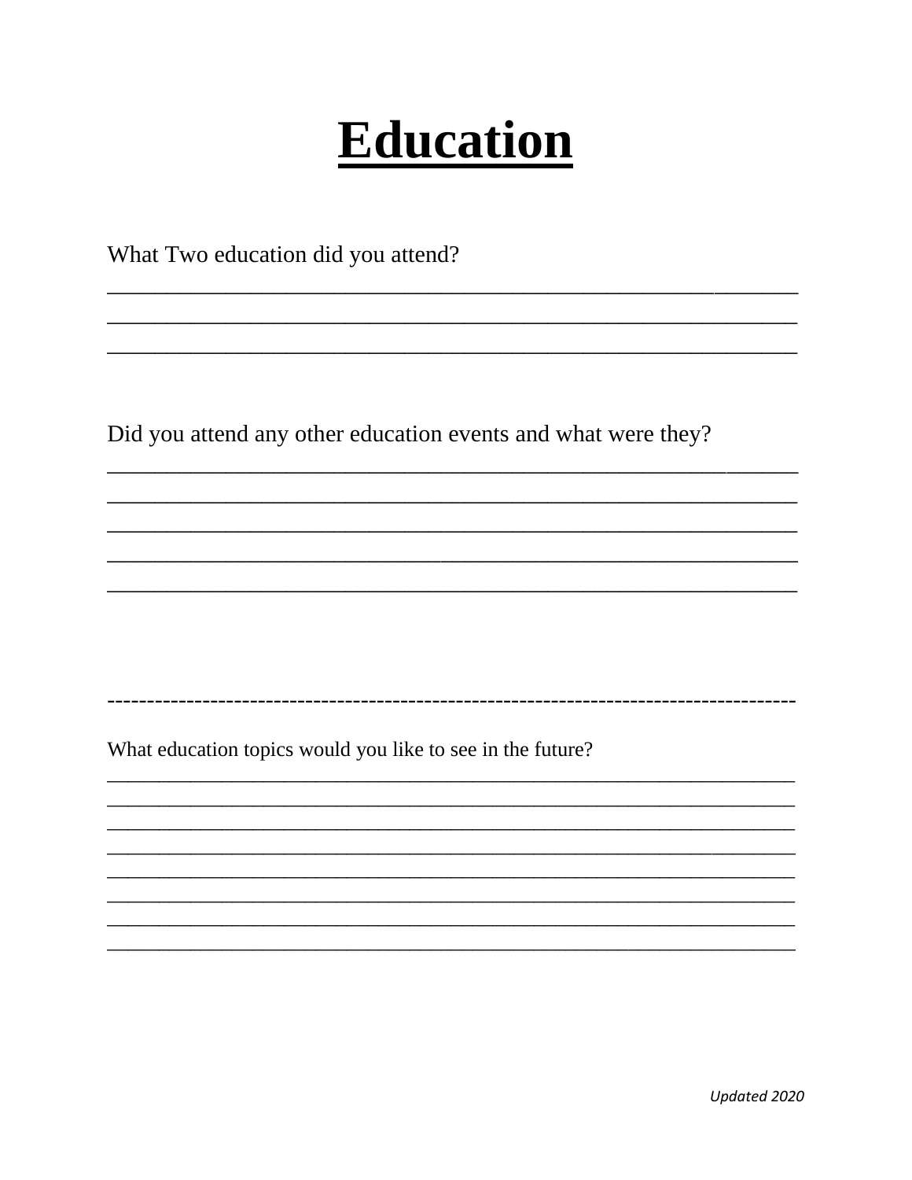# Education

What Two education did you attend?

______________________________________________________________

______________________________________________________________

______________________________________________________________

Did you attend any other education events and what were they?

______________________________________________________________

______________________________________________________________

______________________________________________________________

______________________________________________________________

______________________________________________________________

-----------------------------------------------------------------------------------

What education topics would you like to see in the future?

______________________________________________________________

______________________________________________________________

______________________________________________________________

______________________________________________________________

______________________________________________________________

______________________________________________________________

______________________________________________________________

______________________________________________________________

*Updated 2020*